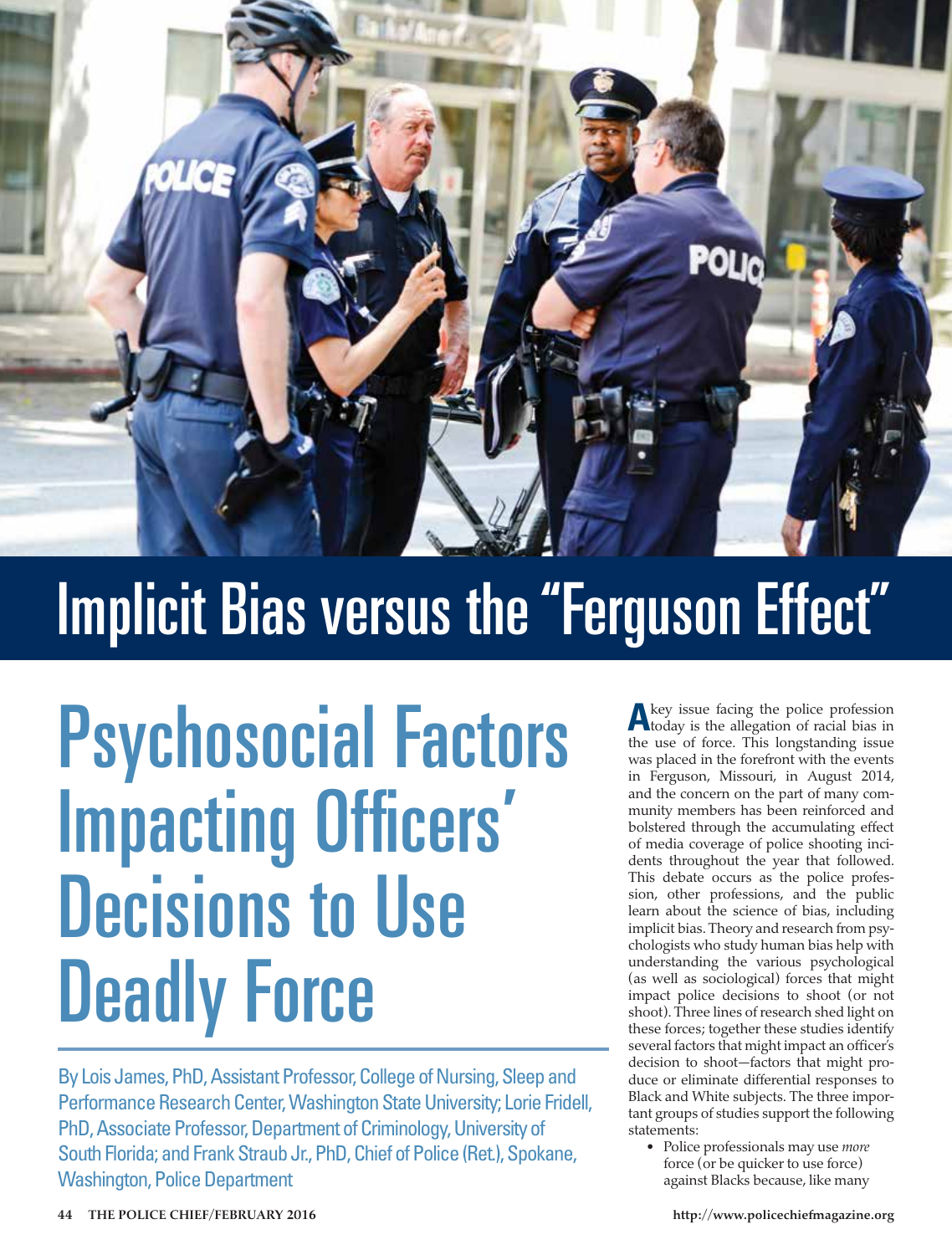# Implicit Bias versus the "Ferguson Effect"

# Psychosocial Factors Impacting Officers' Decisions to Use Deadly Force

By Lois James, PhD, Assistant Professor, College of Nursing, Sleep and Performance Research Center, Washington State University; Lorie Fridell, PhD, Associate Professor, Department of Criminology, University of South Florida; and Frank Straub Jr., PhD, Chief of Police (Ret.), Spokane, Washington, Police Department

A key issue facing the police profession today is the allegation of racial bias in the use of force. This longstanding issue was placed in the forefront with the events in Ferguson, Missouri, in August 2014, and the concern on the part of many community members has been reinforced and bolstered through the accumulating effect of media coverage of police shooting incidents throughout the year that followed. This debate occurs as the police profession, other professions, and the public learn about the science of bias, including implicit bias. Theory and research from psychologists who study human bias help with understanding the various psychological (as well as sociological) forces that might impact police decisions to shoot (or not shoot). Three lines of research shed light on these forces; together these studies identify several factors that might impact an officer's decision to shoot—factors that might produce or eliminate differential responses to Black and White subjects. The three important groups of studies support the following statements:

- Police professionals may use *more* force (or be quicker to use force) against Blacks because, like many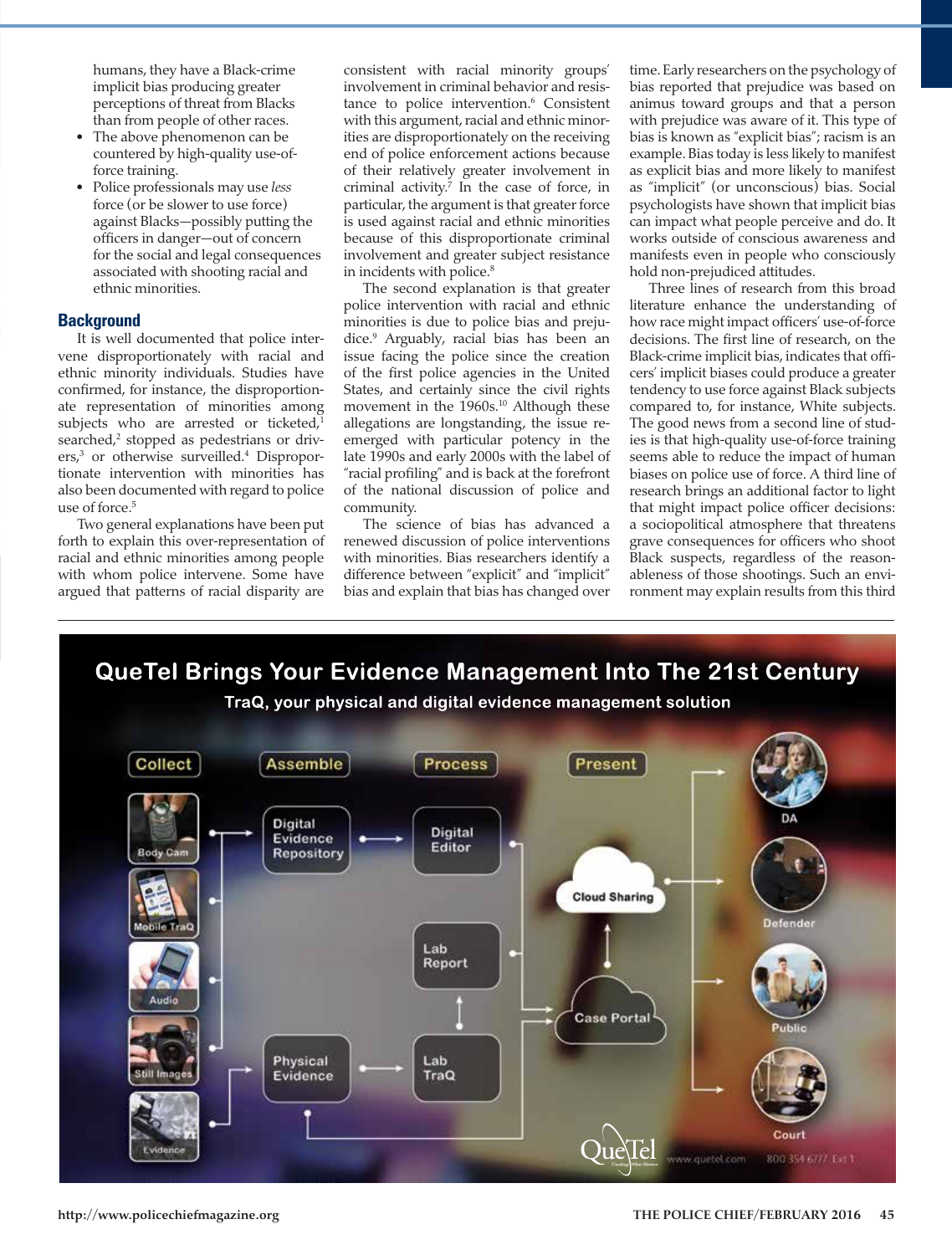humans, they have a Black-crime implicit bias producing greater perceptions of threat from Blacks than from people of other races.

- The above phenomenon can be countered by high-quality use-of-force training.
- Police professionals may use *less* force (or be slower to use force) against Blacks—possibly putting the officers in danger—out of concern for the social and legal consequences associated with shooting racial and ethnic minorities.

## Background

It is well documented that police intervene disproportionately with racial and ethnic minority individuals. Studies have confirmed, for instance, the disproportionate representation of minorities among subjects who are arrested or ticketed,[1] searched,[2] stopped as pedestrians or drivers,[3] or otherwise surveilled.[4] Disproportionate intervention with minorities has also been documented with regard to police use of force.[5]

Two general explanations have been put forth to explain this over-representation of racial and ethnic minorities among people with whom police intervene. Some have argued that patterns of racial disparity are consistent with racial minority groups' involvement in criminal behavior and resistance to police intervention.[6] Consistent with this argument, racial and ethnic minorities are disproportionately on the receiving end of police enforcement actions because of their relatively greater involvement in criminal activity.[7] In the case of force, in particular, the argument is that greater force is used against racial and ethnic minorities because of this disproportionate criminal involvement and greater subject resistance in incidents with police.[8]

The second explanation is that greater police intervention with racial and ethnic minorities is due to police bias and prejudice.[9] Arguably, racial bias has been an issue facing the police since the creation of the first police agencies in the United States, and certainly since the civil rights movement in the 1960s.[10] Although these allegations are longstanding, the issue re-emerged with particular potency in the late 1990s and early 2000s with the label of "racial profiling" and is back at the forefront of the national discussion of police and community.

The science of bias has advanced a renewed discussion of police interventions with minorities. Bias researchers identify a difference between "explicit" and "implicit" bias and explain that bias has changed over time. Early researchers on the psychology of bias reported that prejudice was based on animus toward groups and that a person with prejudice was aware of it. This type of bias is known as "explicit bias"; racism is an example. Bias today is less likely to manifest as explicit bias and more likely to manifest as "implicit" (or unconscious) bias. Social psychologists have shown that implicit bias can impact what people perceive and do. It works outside of conscious awareness and manifests even in people who consciously hold non-prejudiced attitudes.

Three lines of research from this broad literature enhance the understanding of how race might impact officers' use-of-force decisions. The first line of research, on the Black-crime implicit bias, indicates that officers' implicit biases could produce a greater tendency to use force against Black subjects compared to, for instance, White subjects. The good news from a second line of studies is that high-quality use-of-force training seems able to reduce the impact of human biases on police use of force. A third line of research brings an additional factor to light that might impact police officer decisions: a sociopolitical atmosphere that threatens grave consequences for officers who shoot Black suspects, regardless of the reasonableness of those shootings. Such an environment may explain results from this third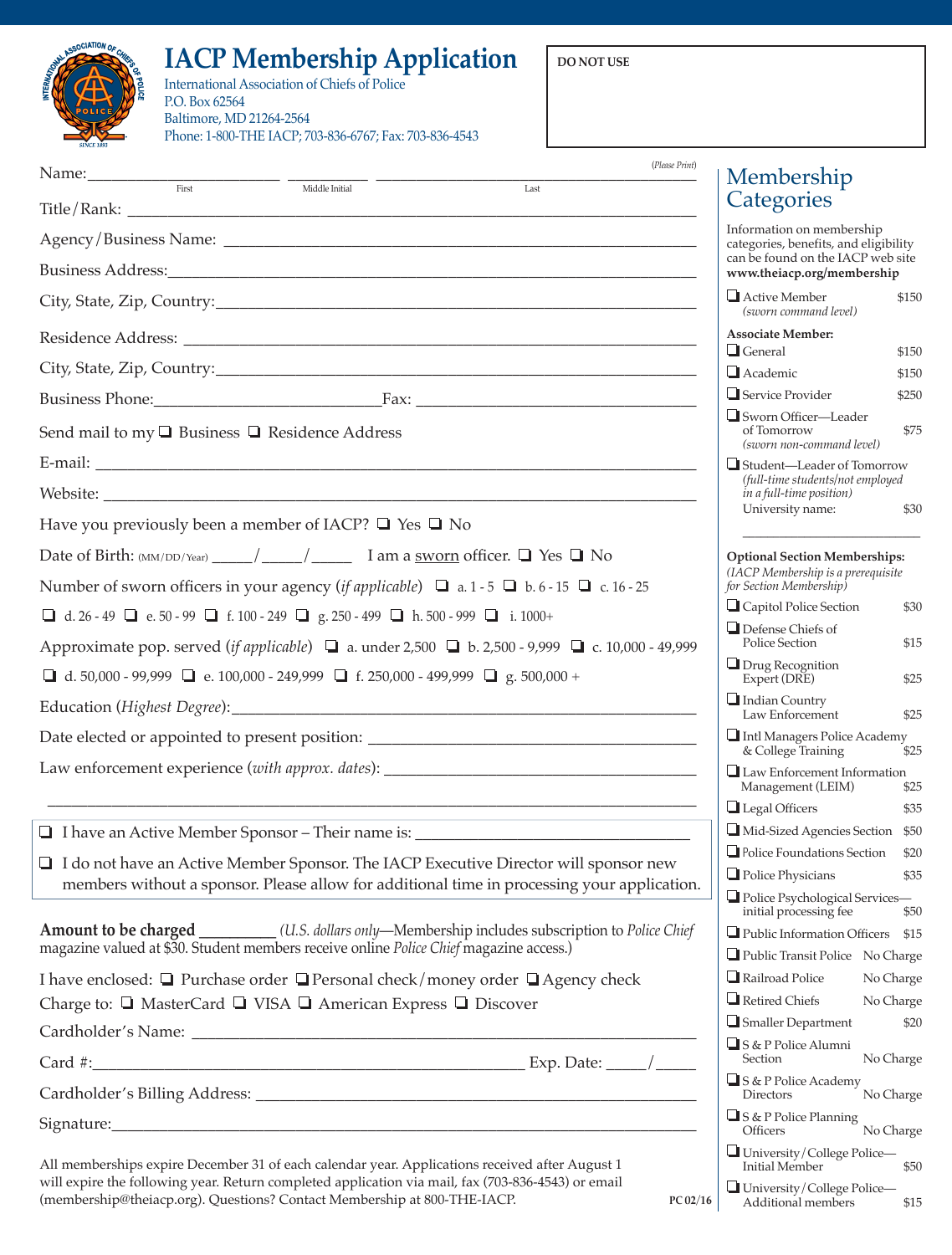# IACP Membership Application

International Association of Chiefs of Police
P.O. Box 62564
Baltimore, MD 21264-2564
Phone: 1-800-THE IACP; 703-836-6767; Fax: 703-836-4543

**DO NOT USE**

*(Please Print)*

Name:______________________ __________ ____________________________________
First Middle Initial Last

Title/Rank: ____________________________________________________________

Agency/Business Name: ___________________________________________________

Business Address:_________________________________________________________

City, State, Zip, Country:_________________________________________________

Residence Address: _______________________________________________________

City, State, Zip, Country:_________________________________________________

Business Phone:__________________________Fax: ________________________________

Send mail to my ❑ Business ❑ Residence Address

E-mail: _________________________________________________________________

Website: ________________________________________________________________

Have you previously been a member of IACP? ❑ Yes ❑ No

Date of Birth: (MM/DD/Year) _____/_____/_____ I am a sworn officer. ❑ Yes ❑ No

Number of sworn officers in your agency (*if applicable*) ❑ a. 1 - 5 ❑ b. 6 - 15 ❑ c. 16 - 25 ❑ d. 26 - 49 ❑ e. 50 - 99 ❑ f. 100 - 249 ❑ g. 250 - 499 ❑ h. 500 - 999 ❑ i. 1000+

Approximate pop. served (*if applicable*) ❑ a. under 2,500 ❑ b. 2,500 - 9,999 ❑ c. 10,000 - 49,999 ❑ d. 50,000 - 99,999 ❑ e. 100,000 - 249,999 ❑ f. 250,000 - 499,999 ❑ g. 500,000 +

Education (*Highest Degree*):_____________________________________________

Date elected or appointed to present position: ____________________________

Law enforcement experience (*with approx. dates*): _________________________

________________________________________________________________________

❑ I have an Active Member Sponsor – Their name is: ________________________

❑ I do not have an Active Member Sponsor. The IACP Executive Director will sponsor new members without a sponsor. Please allow for additional time in processing your application.

**Amount to be charged** _________ (*U.S. dollars only*—Membership includes subscription to *Police Chief* magazine valued at $30. Student members receive online *Police Chief* magazine access.)

I have enclosed: ❑ Purchase order ❑ Personal check/money order ❑ Agency check

Charge to: ❑ MasterCard ❑ VISA ❑ American Express ❑ Discover

Cardholder's Name: _______________________________________________________

Card #:___________________________________________ Exp. Date: _____/_____

Cardholder's Billing Address: ____________________________________________

Signature:________________________________________________________________

All memberships expire December 31 of each calendar year. Applications received after August 1 will expire the following year. Return completed application via mail, fax (703-836-4543) or email (membership@theiacp.org). Questions? Contact Membership at 800-THE-IACP.

PC 02/16

## Membership Categories

Information on membership categories, benefits, and eligibility can be found on the IACP web site **www.theiacp.org/membership**

❑ Active Member *(sworn command level)* $150

**Associate Member:**

❑ General $150

❑ Academic $150

❑ Service Provider $250

❑ Sworn Officer—Leader of Tomorrow *(sworn non-command level)* $75

❑ Student—Leader of Tomorrow *(full-time students/not employed in a full-time position)* University name: ____________ $30

**Optional Section Memberships:**
*(IACP Membership is a prerequisite for Section Membership)*

❑ Capitol Police Section $30

❑ Defense Chiefs of Police Section $15

❑ Drug Recognition Expert (DRE) $25

❑ Indian Country Law Enforcement $25

❑ Intl Managers Police Academy & College Training $25

❑ Law Enforcement Information Management (LEIM) $25

❑ Legal Officers $35

❑ Mid-Sized Agencies Section $50

❑ Police Foundations Section $20

❑ Police Physicians $35

❑ Police Psychological Services—initial processing fee $50

❑ Public Information Officers $15

❑ Public Transit Police No Charge

❑ Railroad Police No Charge

❑ Retired Chiefs No Charge

❑ Smaller Department $20

❑ S & P Police Alumni Section No Charge

❑ S & P Police Academy Directors No Charge

❑ S & P Police Planning Officers No Charge

❑ University/College Police—Initial Member $50

❑ University/College Police—Additional members $15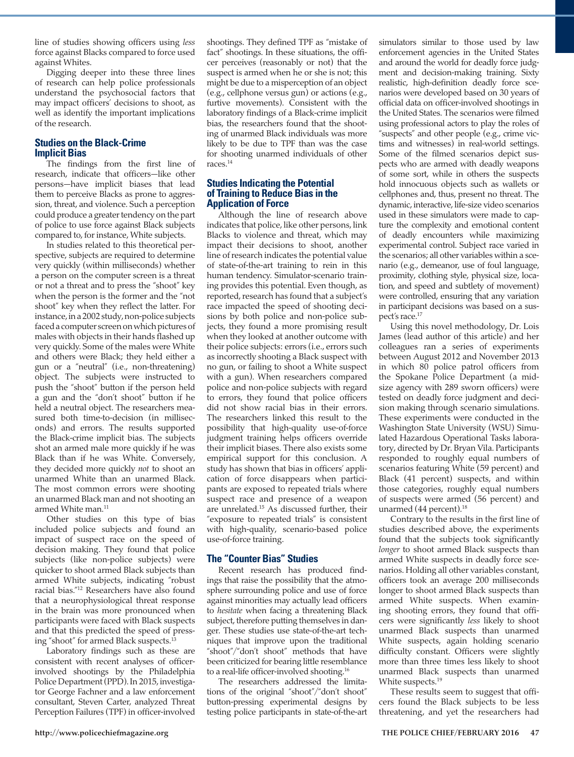line of studies showing officers using *less* force against Blacks compared to force used against Whites.

Digging deeper into these three lines of research can help police professionals understand the psychosocial factors that may impact officers' decisions to shoot, as well as identify the important implications of the research.

### Studies on the Black-Crime Implicit Bias

The findings from the first line of research, indicate that officers—like other persons—have implicit biases that lead them to perceive Blacks as prone to aggression, threat, and violence. Such a perception could produce a greater tendency on the part of police to use force against Black subjects compared to, for instance, White subjects.

In studies related to this theoretical perspective, subjects are required to determine very quickly (within milliseconds) whether a person on the computer screen is a threat or not a threat and to press the "shoot" key when the person is the former and the "not shoot" key when they reflect the latter. For instance, in a 2002 study, non-police subjects faced a computer screen on which pictures of males with objects in their hands flashed up very quickly. Some of the males were White and others were Black; they held either a gun or a "neutral" (i.e., non-threatening) object. The subjects were instructed to push the "shoot" button if the person held a gun and the "don't shoot" button if he held a neutral object. The researchers measured both time-to-decision (in milliseconds) and errors. The results supported the Black-crime implicit bias. The subjects shot an armed male more quickly if he was Black than if he was White. Conversely, they decided more quickly *not* to shoot an unarmed White than an unarmed Black. The most common errors were shooting an unarmed Black man and not shooting an armed White man.[11]

Other studies on this type of bias included police subjects and found an impact of suspect race on the speed of decision making. They found that police subjects (like non-police subjects) were quicker to shoot armed Black subjects than armed White subjects, indicating "robust racial bias."[12] Researchers have also found that a neurophysiological threat response in the brain was more pronounced when participants were faced with Black suspects and that this predicted the speed of pressing "shoot" for armed Black suspects.[13]

Laboratory findings such as these are consistent with recent analyses of officer-involved shootings by the Philadelphia Police Department (PPD). In 2015, investigator George Fachner and a law enforcement consultant, Steven Carter, analyzed Threat Perception Failures (TPF) in officer-involved shootings. They defined TPF as "mistake of fact" shootings. In these situations, the officer perceives (reasonably or not) that the suspect is armed when he or she is not; this might be due to a misperception of an object (e.g., cellphone versus gun) or actions (e.g., furtive movements). Consistent with the laboratory findings of a Black-crime implicit bias, the researchers found that the shooting of unarmed Black individuals was more likely to be due to TPF than was the case for shooting unarmed individuals of other races.[14]

### Studies Indicating the Potential of Training to Reduce Bias in the Application of Force

Although the line of research above indicates that police, like other persons, link Blacks to violence and threat, which may impact their decisions to shoot, another line of research indicates the potential value of state-of-the-art training to rein in this human tendency. Simulator-scenario training provides this potential. Even though, as reported, research has found that a subject's race impacted the speed of shooting decisions by both police and non-police subjects, they found a more promising result when they looked at another outcome with their police subjects: errors (i.e., errors such as incorrectly shooting a Black suspect with no gun, or failing to shoot a White suspect with a gun). When researchers compared police and non-police subjects with regard to errors, they found that police officers did not show racial bias in their errors. The researchers linked this result to the possibility that high-quality use-of-force judgment training helps officers override their implicit biases. There also exists some empirical support for this conclusion. A study has shown that bias in officers' application of force disappears when participants are exposed to repeated trials where suspect race and presence of a weapon are unrelated.[15] As discussed further, their "exposure to repeated trials" is consistent with high-quality, scenario-based police use-of-force training.

### The "Counter Bias" Studies

Recent research has produced findings that raise the possibility that the atmosphere surrounding police and use of force against minorities may actually lead officers to *hesitate* when facing a threatening Black subject, therefore putting themselves in danger. These studies use state-of-the-art techniques that improve upon the traditional "shoot"/"don't shoot" methods that have been criticized for bearing little resemblance to a real-life officer-involved shooting.[16]

The researchers addressed the limitations of the original "shoot"/"don't shoot" button-pressing experimental designs by testing police participants in state-of-the-art simulators similar to those used by law enforcement agencies in the United States and around the world for deadly force judgment and decision-making training. Sixty realistic, high-definition deadly force scenarios were developed based on 30 years of official data on officer-involved shootings in the United States. The scenarios were filmed using professional actors to play the roles of "suspects" and other people (e.g., crime victims and witnesses) in real-world settings. Some of the filmed scenarios depict suspects who are armed with deadly weapons of some sort, while in others the suspects hold innocuous objects such as wallets or cellphones and, thus, present no threat. The dynamic, interactive, life-size video scenarios used in these simulators were made to capture the complexity and emotional content of deadly encounters while maximizing experimental control. Subject race varied in the scenarios; all other variables within a scenario (e.g., demeanor, use of foul language, proximity, clothing style, physical size, location, and speed and subtlety of movement) were controlled, ensuring that any variation in participant decisions was based on a suspect's race.[17]

Using this novel methodology, Dr. Lois James (lead author of this article) and her colleagues ran a series of experiments between August 2012 and November 2013 in which 80 police patrol officers from the Spokane Police Department (a mid-size agency with 289 sworn officers) were tested on deadly force judgment and decision making through scenario simulations. These experiments were conducted in the Washington State University (WSU) Simulated Hazardous Operational Tasks laboratory, directed by Dr. Bryan Vila. Participants responded to roughly equal numbers of scenarios featuring White (59 percent) and Black (41 percent) suspects, and within those categories, roughly equal numbers of suspects were armed (56 percent) and unarmed (44 percent).[18]

Contrary to the results in the first line of studies described above, the experiments found that the subjects took significantly *longer* to shoot armed Black suspects than armed White suspects in deadly force scenarios. Holding all other variables constant, officers took an average 200 milliseconds longer to shoot armed Black suspects than armed White suspects. When examining shooting errors, they found that officers were significantly *less* likely to shoot unarmed Black suspects than unarmed White suspects, again holding scenario difficulty constant. Officers were slightly more than three times less likely to shoot unarmed Black suspects than unarmed White suspects.[19]

These results seem to suggest that officers found the Black subjects to be less threatening, and yet the researchers had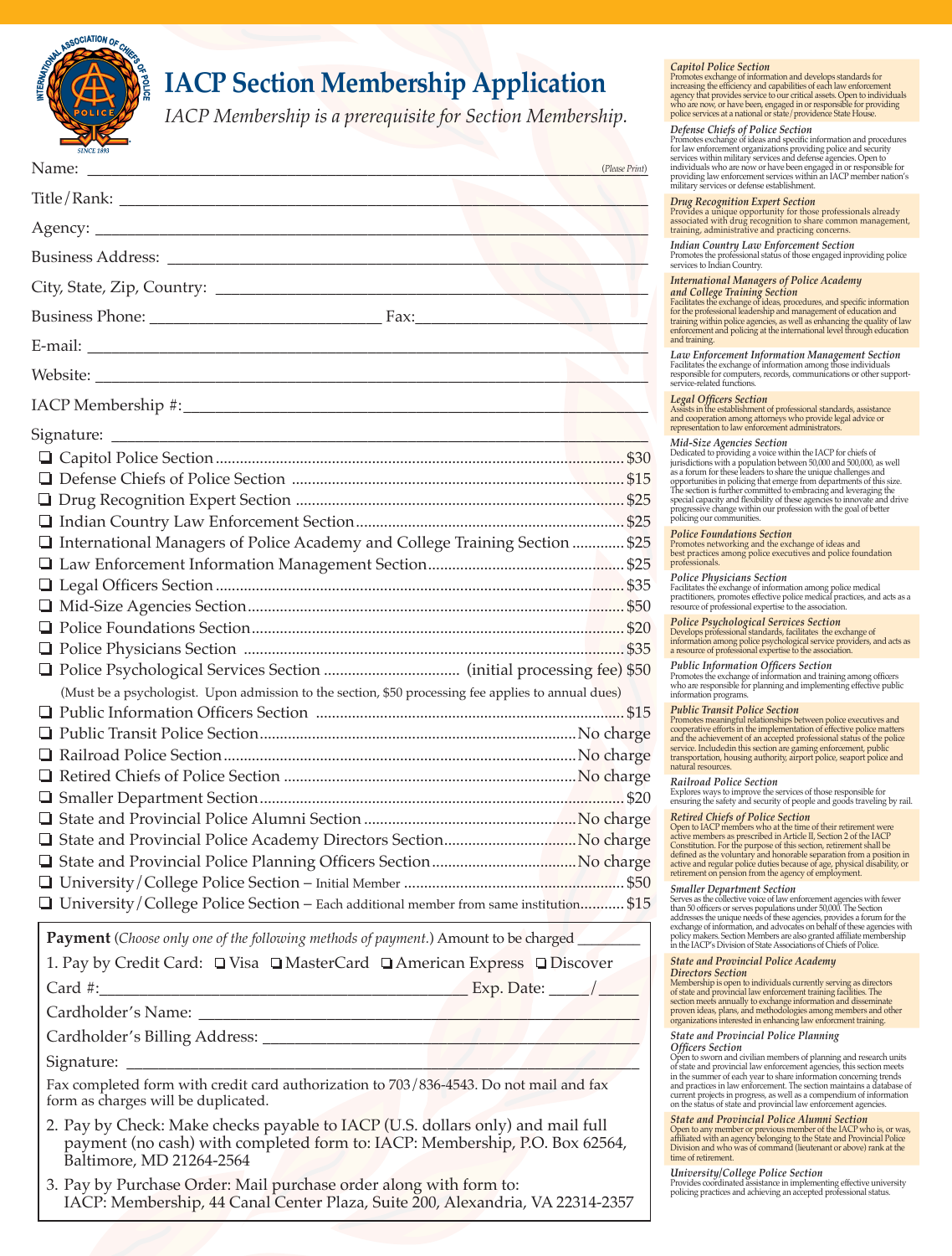# IACP Section Membership Application

*IACP Membership is a prerequisite for Section Membership.*

Name: \_\_\_\_\_\_\_\_\_\_\_\_\_\_\_\_\_\_\_\_\_\_\_\_\_\_\_\_\_\_\_\_\_\_\_\_\_\_\_\_\_\_\_\_\_\_\_\_\_\_ (*Please Print*)

Title/Rank: \_\_\_\_\_\_\_\_\_\_\_\_\_\_\_\_\_\_\_\_\_\_\_\_\_\_\_\_\_\_\_\_\_\_\_\_\_\_\_\_\_\_\_\_\_\_\_\_\_\_

Agency: \_\_\_\_\_\_\_\_\_\_\_\_\_\_\_\_\_\_\_\_\_\_\_\_\_\_\_\_\_\_\_\_\_\_\_\_\_\_\_\_\_\_\_\_\_\_\_\_\_\_

Business Address: \_\_\_\_\_\_\_\_\_\_\_\_\_\_\_\_\_\_\_\_\_\_\_\_\_\_\_\_\_\_\_\_\_\_\_\_\_\_\_\_\_\_\_\_\_\_\_\_\_\_

City, State, Zip, Country: \_\_\_\_\_\_\_\_\_\_\_\_\_\_\_\_\_\_\_\_\_\_\_\_\_\_\_\_\_\_\_\_\_\_\_\_\_\_\_\_\_\_\_\_\_\_\_\_\_\_

Business Phone: \_\_\_\_\_\_\_\_\_\_\_\_\_\_\_\_\_\_\_\_\_\_\_\_\_\_ Fax: \_\_\_\_\_\_\_\_\_\_\_\_\_\_\_\_\_\_\_\_\_\_\_\_\_\_

E-mail: \_\_\_\_\_\_\_\_\_\_\_\_\_\_\_\_\_\_\_\_\_\_\_\_\_\_\_\_\_\_\_\_\_\_\_\_\_\_\_\_\_\_\_\_\_\_\_\_\_\_

Website: \_\_\_\_\_\_\_\_\_\_\_\_\_\_\_\_\_\_\_\_\_\_\_\_\_\_\_\_\_\_\_\_\_\_\_\_\_\_\_\_\_\_\_\_\_\_\_\_\_\_

IACP Membership #: \_\_\_\_\_\_\_\_\_\_\_\_\_\_\_\_\_\_\_\_\_\_\_\_\_\_\_\_\_\_\_\_\_\_\_\_\_\_\_\_\_\_\_\_\_\_\_\_\_\_

Signature: \_\_\_\_\_\_\_\_\_\_\_\_\_\_\_\_\_\_\_\_\_\_\_\_\_\_\_\_\_\_\_\_\_\_\_\_\_\_\_\_\_\_\_\_\_\_\_\_\_\_

- ☐ Capitol Police Section .......... $30
- ☐ Defense Chiefs of Police Section .......... $15
- ☐ Drug Recognition Expert Section .......... $25
- ☐ Indian Country Law Enforcement Section .......... $25
- ☐ International Managers of Police Academy and College Training Section .......... $25
- ☐ Law Enforcement Information Management Section .......... $25
- ☐ Legal Officers Section .......... $35
- ☐ Mid-Size Agencies Section .......... $50
- ☐ Police Foundations Section .......... $20
- ☐ Police Physicians Section .......... $35
- ☐ Police Psychological Services Section .......... (initial processing fee) $50
  (Must be a psychologist. Upon admission to the section, $50 processing fee applies to annual dues)
- ☐ Public Information Officers Section .......... $15
- ☐ Public Transit Police Section .......... No charge
- ☐ Railroad Police Section .......... No charge
- ☐ Retired Chiefs of Police Section .......... No charge
- ☐ Smaller Department Section .......... $20
- ☐ State and Provincial Police Alumni Section .......... No charge
- ☐ State and Provincial Police Academy Directors Section .......... No charge
- ☐ State and Provincial Police Planning Officers Section .......... No charge
- ☐ University/College Police Section – Initial Member .......... $50
- ☐ University/College Police Section – Each additional member from same institution .......... $15

**Payment** (*Choose only one of the following methods of payment.*) Amount to be charged \_\_\_\_\_\_\_\_

1. Pay by Credit Card: ☐ Visa ☐ MasterCard ☐ American Express ☐ Discover

   Card #: \_\_\_\_\_\_\_\_\_\_\_\_\_\_\_\_\_\_\_\_\_\_\_\_\_\_\_\_\_\_\_\_\_\_\_\_ Exp. Date: \_\_\_\_\_/\_\_\_\_\_

   Cardholder's Name: \_\_\_\_\_\_\_\_\_\_\_\_\_\_\_\_\_\_\_\_\_\_\_\_\_\_\_\_\_\_\_\_\_\_\_\_\_\_\_\_\_\_

   Cardholder's Billing Address: \_\_\_\_\_\_\_\_\_\_\_\_\_\_\_\_\_\_\_\_\_\_\_\_\_\_\_\_\_\_\_\_\_\_\_\_

   Signature: \_\_\_\_\_\_\_\_\_\_\_\_\_\_\_\_\_\_\_\_\_\_\_\_\_\_\_\_\_\_\_\_\_\_\_\_\_\_\_\_\_\_

   Fax completed form with credit card authorization to 703/836-4543. Do not mail and fax form as charges will be duplicated.

2. Pay by Check: Make checks payable to IACP (U.S. dollars only) and mail full payment (no cash) with completed form to: IACP: Membership, P.O. Box 62564, Baltimore, MD 21264-2564

3. Pay by Purchase Order: Mail purchase order along with form to: IACP: Membership, 44 Canal Center Plaza, Suite 200, Alexandria, VA 22314-2357

***Capitol Police Section***
Promotes exchange of information and develops standards for increasing the efficiency and capabilities of each law enforcement agency that provides service to our critical assets. Open to individuals who are now, or have been, engaged in or responsible for providing police services at a national or state/providence State House.

***Defense Chiefs of Police Section***
Promotes exchange of ideas and specific information and procedures for law enforcement organizations providing police and security services within military services and defense agencies. Open to individuals who are now or have been engaged in or responsible for providing law enforcement services within an IACP member nation's military services or defense establishment.

***Drug Recognition Expert Section***
Provides a unique opportunity for those professionals already associated with drug recognition to share common management, training, administrative and practicing concerns.

***Indian Country Law Enforcement Section***
Promotes the professional status of those engaged inproviding police services to Indian Country.

***International Managers of Police Academy and College Training Section***
Facilitates the exchange of ideas, procedures, and specific information for the professional leadership and management of education and training within police agencies, as well as enhancing the quality of law enforcement and policing at the international level through education and training.

***Law Enforcement Information Management Section***
Facilitates the exchange of information among those individuals responsible for computers, records, communications or other support-service-related functions.

***Legal Officers Section***
Assists in the establishment of professional standards, assistance and cooperation among attorneys who provide legal advice or representation to law enforcement administrators.

***Mid-Size Agencies Section***
Dedicated to providing a voice within the IACP for chiefs of jurisdictions with a population between 50,000 and 500,000, as well as a forum for these leaders to share the unique challenges and opportunities in policing that emerge from departments of this size. The section is further committed to embracing and leveraging the special capacity and flexibility of these agencies to innovate and drive progressive change within our profession with the goal of better policing our communities.

***Police Foundations Section***
Promotes networking and the exchange of ideas and best practices among police executives and police foundation professionals.

***Police Physicians Section***
Facilitates the exchange of information among police medical practitioners, promotes effective police medical practices, and acts as a resource of professional expertise to the association.

***Police Psychological Services Section***
Develops professional standards, facilitates the exchange of information among police psychological service providers, and acts as a resource of professional expertise to the association.

***Public Information Officers Section***
Promotes the exchange of information and training among officers who are responsible for planning and implementing effective public information programs.

***Public Transit Police Section***
Promotes meaningful relationships between police executives and cooperative efforts in the implementation of effective police matters and the achievement of an accepted professional status of the police service. Includedin this section are gaming enforcement, public transportation, housing authority, airport police, seaport police and natural resources.

***Railroad Police Section***
Explores ways to improve the services of those responsible for ensuring the safety and security of people and goods traveling by rail.

***Retired Chiefs of Police Section***
Open to IACP members who at the time of their retirement were active members as prescribed in Article II, Section 2 of the IACP Constitution. For the purpose of this section, retirement shall be defined as the voluntary and honorable separation from a position in active and regular police duties because of age, physical disability, or retirement on pension from the agency of employment.

***Smaller Department Section***
Serves as the collective voice of law enforcement agencies with fewer than 50 officers or serves populations under 50,000. The Section addresses the unique needs of these agencies, provides a forum for the exchange of information, and advocates on behalf of these agencies with policy makers. Section Members are also granted affiliate membership in the IACP's Division of State Associations of Chiefs of Police.

***State and Provincial Police Academy Directors Section***
Membership is open to individuals currently serving as directors of state and provincial law enforcement training facilities. The section meets annually to exchange information and disseminate proven ideas, plans, and methodologies among members and other organizations interested in enhancing law enforcment training.

***State and Provincial Police Planning Officers Section***
Open to sworn and civilian members of planning and research units of state and provincial law enforcement agencies, this section meets in the summer of each year to share information concerning trends and practices in law enforcement. The section maintains a database of current projects in progress, as well as a compendium of information on the status of state and provincial law enforcement agencies.

***State and Provincial Police Alumni Section***
Open to any member or previous member of the IACP who is, or was, affiliated with an agency belonging to the State and Provincial Police Division and who was of command (lieutenant or above) rank at the time of retirement.

***University/College Police Section***
Provides coordinated assistance in implementing effective university policing practices and achieving an accepted professional status.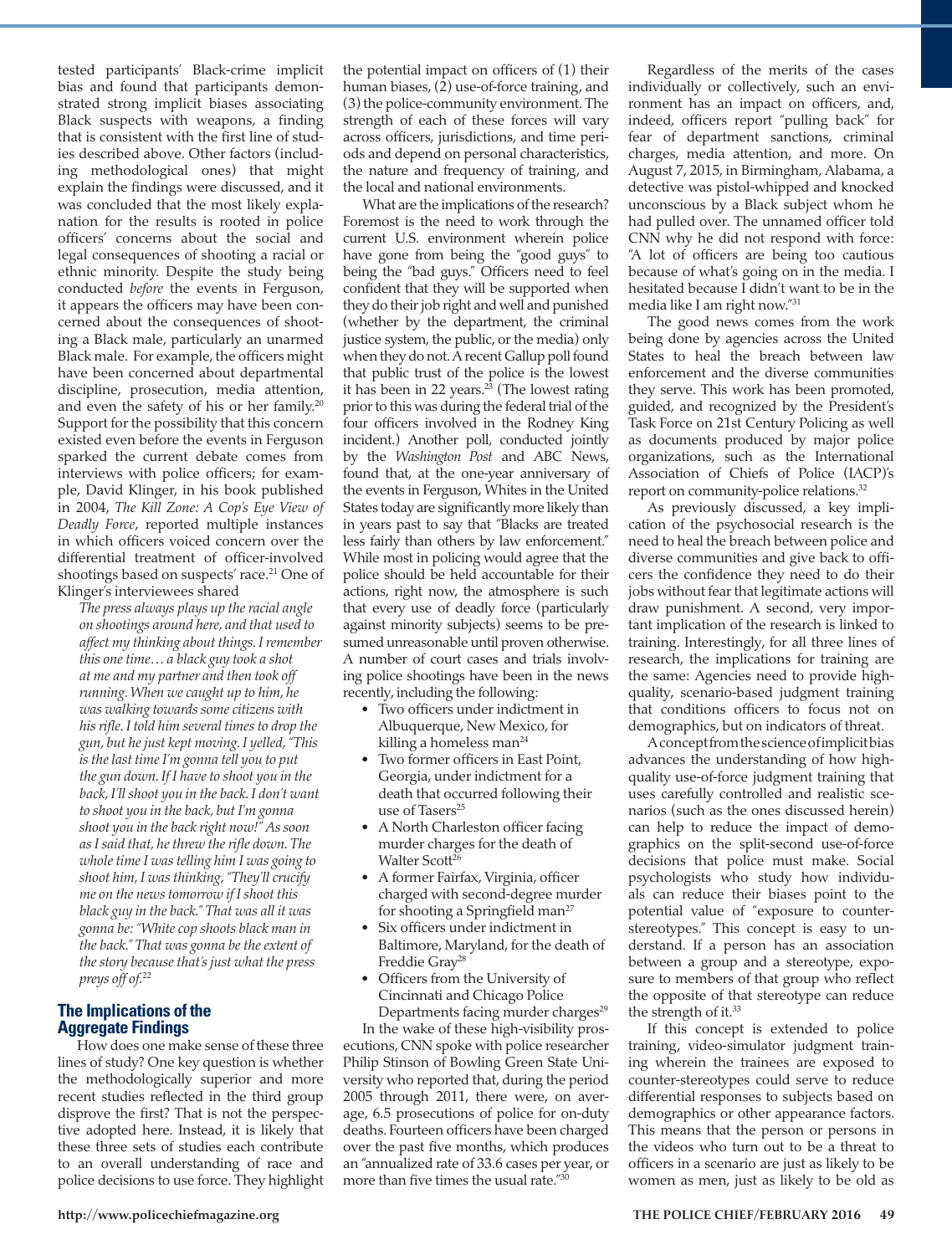tested participants' Black-crime implicit bias and found that participants demonstrated strong implicit biases associating Black suspects with weapons, a finding that is consistent with the first line of studies described above. Other factors (including methodological ones) that might explain the findings were discussed, and it was concluded that the most likely explanation for the results is rooted in police officers' concerns about the social and legal consequences of shooting a racial or ethnic minority. Despite the study being conducted *before* the events in Ferguson, it appears the officers may have been concerned about the consequences of shooting a Black male, particularly an unarmed Black male. For example, the officers might have been concerned about departmental discipline, prosecution, media attention, and even the safety of his or her family.[20] Support for the possibility that this concern existed even before the events in Ferguson sparked the current debate comes from interviews with police officers; for example, David Klinger, in his book published in 2004, *The Kill Zone: A Cop's Eye View of Deadly Force*, reported multiple instances in which officers voiced concern over the differential treatment of officer-involved shootings based on suspects' race.[21] One of Klinger's interviewees shared

> *The press always plays up the racial angle on shootings around here, and that used to affect my thinking about things. I remember this one time… a black guy took a shot at me and my partner and then took off running. When we caught up to him, he was walking towards some citizens with his rifle. I told him several times to drop the gun, but he just kept moving. I yelled, "This is the last time I'm gonna tell you to put the gun down. If I have to shoot you in the back, I'll shoot you in the back. I don't want to shoot you in the back, but I'm gonna shoot you in the back right now!" As soon as I said that, he threw the rifle down. The whole time I was telling him I was going to shoot him, I was thinking, "They'll crucify me on the news tomorrow if I shoot this black guy in the back." That was all it was gonna be: "White cop shoots black man in the back." That was gonna be the extent of the story because that's just what the press preys off of.*[22]

## The Implications of the Aggregate Findings

How does one make sense of these three lines of study? One key question is whether the methodologically superior and more recent studies reflected in the third group disprove the first? That is not the perspective adopted here. Instead, it is likely that these three sets of studies each contribute to an overall understanding of race and police decisions to use force. They highlight the potential impact on officers of (1) their human biases, (2) use-of-force training, and (3) the police-community environment. The strength of each of these forces will vary across officers, jurisdictions, and time periods and depend on personal characteristics, the nature and frequency of training, and the local and national environments.

What are the implications of the research? Foremost is the need to work through the current U.S. environment wherein police have gone from being the "good guys" to being the "bad guys." Officers need to feel confident that they will be supported when they do their job right and well and punished (whether by the department, the criminal justice system, the public, or the media) only when they do not. A recent Gallup poll found that public trust of the police is the lowest it has been in 22 years.[23] (The lowest rating prior to this was during the federal trial of the four officers involved in the Rodney King incident.) Another poll, conducted jointly by the *Washington Post* and ABC News, found that, at the one-year anniversary of the events in Ferguson, Whites in the United States today are significantly more likely than in years past to say that "Blacks are treated less fairly than others by law enforcement." While most in policing would agree that the police should be held accountable for their actions, right now, the atmosphere is such that every use of deadly force (particularly against minority subjects) seems to be presumed unreasonable until proven otherwise. A number of court cases and trials involving police shootings have been in the news recently, including the following:

- Two officers under indictment in Albuquerque, New Mexico, for killing a homeless man[24]
- Two former officers in East Point, Georgia, under indictment for a death that occurred following their use of Tasers[25]
- A North Charleston officer facing murder charges for the death of Walter Scott[26]
- A former Fairfax, Virginia, officer charged with second-degree murder for shooting a Springfield man[27]
- Six officers under indictment in Baltimore, Maryland, for the death of Freddie Gray[28]
- Officers from the University of Cincinnati and Chicago Police Departments facing murder charges[29]

In the wake of these high-visibility prosecutions, CNN spoke with police researcher Philip Stinson of Bowling Green State University who reported that, during the period 2005 through 2011, there were, on average, 6.5 prosecutions of police for on-duty deaths. Fourteen officers have been charged over the past five months, which produces an "annualized rate of 33.6 cases per year, or more than five times the usual rate."[30]

Regardless of the merits of the cases individually or collectively, such an environment has an impact on officers, and, indeed, officers report "pulling back" for fear of department sanctions, criminal charges, media attention, and more. On August 7, 2015, in Birmingham, Alabama, a detective was pistol-whipped and knocked unconscious by a Black subject whom he had pulled over. The unnamed officer told CNN why he did not respond with force: "A lot of officers are being too cautious because of what's going on in the media. I hesitated because I didn't want to be in the media like I am right now."[31]

The good news comes from the work being done by agencies across the United States to heal the breach between law enforcement and the diverse communities they serve. This work has been promoted, guided, and recognized by the President's Task Force on 21st Century Policing as well as documents produced by major police organizations, such as the International Association of Chiefs of Police (IACP)'s report on community-police relations.[32]

As previously discussed, a key implication of the psychosocial research is the need to heal the breach between police and diverse communities and give back to officers the confidence they need to do their jobs without fear that legitimate actions will draw punishment. A second, very important implication of the research is linked to training. Interestingly, for all three lines of research, the implications for training are the same: Agencies need to provide high-quality, scenario-based judgment training that conditions officers to focus not on demographics, but on indicators of threat.

A concept from the science of implicit bias advances the understanding of how high-quality use-of-force judgment training that uses carefully controlled and realistic scenarios (such as the ones discussed herein) can help to reduce the impact of demographics on the split-second use-of-force decisions that police must make. Social psychologists who study how individuals can reduce their biases point to the potential value of "exposure to counter-stereotypes." This concept is easy to understand. If a person has an association between a group and a stereotype, exposure to members of that group who reflect the opposite of that stereotype can reduce the strength of it.[33]

If this concept is extended to police training, video-simulator judgment training wherein the trainees are exposed to counter-stereotypes could serve to reduce differential responses to subjects based on demographics or other appearance factors. This means that the person or persons in the videos who turn out to be a threat to officers in a scenario are just as likely to be women as men, just as likely to be old as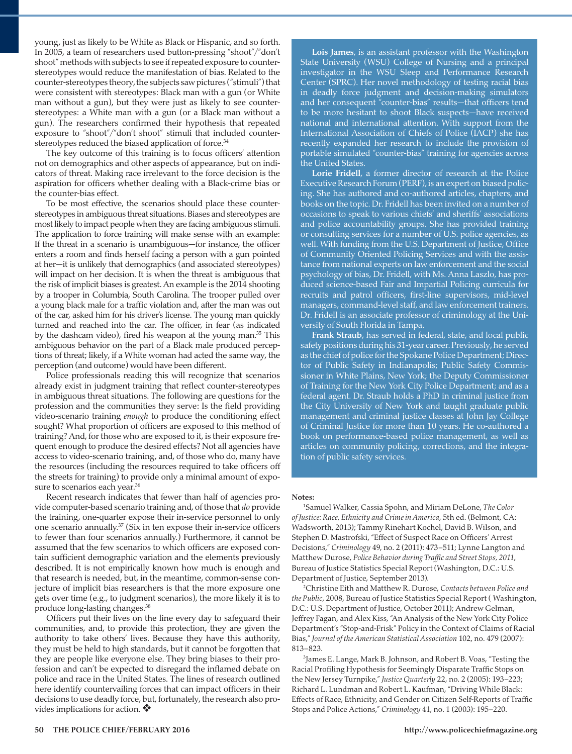young, just as likely to be White as Black or Hispanic, and so forth. In 2005, a team of researchers used button-pressing "shoot"/"don't shoot" methods with subjects to see if repeated exposure to counter-stereotypes would reduce the manifestation of bias. Related to the counter-stereotypes theory, the subjects saw pictures ("stimuli") that were consistent with stereotypes: Black man with a gun (or White man without a gun), but they were just as likely to see counter-stereotypes: a White man with a gun (or a Black man without a gun). The researchers confirmed their hypothesis that repeated exposure to "shoot"/"don't shoot" stimuli that included counter-stereotypes reduced the biased application of force.[34]

The key outcome of this training is to focus officers' attention not on demographics and other aspects of appearance, but on indicators of threat. Making race irrelevant to the force decision is the aspiration for officers whether dealing with a Black-crime bias or the counter-bias effect.

To be most effective, the scenarios should place these counter-stereotypes in ambiguous threat situations. Biases and stereotypes are most likely to impact people when they are facing ambiguous stimuli. The application to force training will make sense with an example: If the threat in a scenario is unambiguous—for instance, the officer enters a room and finds herself facing a person with a gun pointed at her—it is unlikely that demographics (and associated stereotypes) will impact on her decision. It is when the threat is ambiguous that the risk of implicit biases is greatest. An example is the 2014 shooting by a trooper in Columbia, South Carolina. The trooper pulled over a young black male for a traffic violation and, after the man was out of the car, asked him for his driver's license. The young man quickly turned and reached into the car. The officer, in fear (as indicated by the dashcam video), fired his weapon at the young man.[35] This ambiguous behavior on the part of a Black male produced perceptions of threat; likely, if a White woman had acted the same way, the perception (and outcome) would have been different.

Police professionals reading this will recognize that scenarios already exist in judgment training that reflect counter-stereotypes in ambiguous threat situations. The following are questions for the profession and the communities they serve: Is the field providing video-scenario training *enough* to produce the conditioning effect sought? What proportion of officers are exposed to this method of training? And, for those who are exposed to it, is their exposure frequent enough to produce the desired effects? Not all agencies have access to video-scenario training, and, of those who do, many have the resources (including the resources required to take officers off the streets for training) to provide only a minimal amount of exposure to scenarios each year.[36]

Recent research indicates that fewer than half of agencies provide computer-based scenario training and, of those that *do* provide the training, one-quarter expose their in-service personnel to only one scenario annually.[37] (Six in ten expose their in-service officers to fewer than four scenarios annually.) Furthermore, it cannot be assumed that the few scenarios to which officers are exposed contain sufficient demographic variation and the elements previously described. It is not empirically known how much is enough and that research is needed, but, in the meantime, common-sense conjecture of implicit bias researchers is that the more exposure one gets over time (e.g., to judgment scenarios), the more likely it is to produce long-lasting changes.[38]

Officers put their lives on the line every day to safeguard their communities, and, to provide this protection, they are given the authority to take others' lives. Because they have this authority, they must be held to high standards, but it cannot be forgotten that they are people like everyone else. They bring biases to their profession and can't be expected to disregard the inflamed debate on police and race in the United States. The lines of research outlined here identify countervailing forces that can impact officers in their decisions to use deadly force, but, fortunately, the research also provides implications for action. ❖

**Lois James**, is an assistant professor with the Washington State University (WSU) College of Nursing and a principal investigator in the WSU Sleep and Performance Research Center (SPRC). Her novel methodology of testing racial bias in deadly force judgment and decision-making simulators and her consequent "counter-bias" results—that officers tend to be more hesitant to shoot Black suspects—have received national and international attention. With support from the International Association of Chiefs of Police (IACP) she has recently expanded her research to include the provision of portable simulated "counter-bias" training for agencies across the United States.

**Lorie Fridell**, a former director of research at the Police Executive Research Forum (PERF), is an expert on biased policing. She has authored and co-authored articles, chapters, and books on the topic. Dr. Fridell has been invited on a number of occasions to speak to various chiefs' and sheriffs' associations and police accountability groups. She has provided training or consulting services for a number of U.S. police agencies, as well. With funding from the U.S. Department of Justice, Office of Community Oriented Policing Services and with the assistance from national experts on law enforcement and the social psychology of bias, Dr. Fridell, with Ms. Anna Laszlo, has produced science-based Fair and Impartial Policing curricula for recruits and patrol officers, first-line supervisors, mid-level managers, command-level staff, and law enforcement trainers. Dr. Fridell is an associate professor of criminology at the University of South Florida in Tampa.

**Frank Straub**, has served in federal, state, and local public safety positions during his 31-year career. Previously, he served as the chief of police for the Spokane Police Department; Director of Public Safety in Indianapolis; Public Safety Commissioner in White Plains, New York; the Deputy Commissioner of Training for the New York City Police Department; and as a federal agent. Dr. Straub holds a PhD in criminal justice from the City University of New York and taught graduate public management and criminal justice classes at John Jay College of Criminal Justice for more than 10 years. He co-authored a book on performance-based police management, as well as articles on community policing, corrections, and the integration of public safety services.

**Notes:**

[1]Samuel Walker, Cassia Spohn, and Miriam DeLone, *The Color of Justice: Race, Ethnicity and Crime in America*, 5th ed. (Belmont, CA: Wadsworth, 2013); Tammy Rinehart Kochel, David B. Wilson, and Stephen D. Mastrofski, "Effect of Suspect Race on Officers' Arrest Decisions," *Criminology* 49, no. 2 (2011): 473–511; Lynne Langton and Matthew Durose, *Police Behavior during Traffic and Street Stops, 2011*, Bureau of Justice Statistics Special Report (Washington, D.C.: U.S. Department of Justice, September 2013).

[2]Christine Eith and Matthew R. Durose, *Contacts between Police and the Public*, 2008, Bureau of Justice Statistics Special Report ( Washington, D.C.: U.S. Department of Justice, October 2011); Andrew Gelman, Jeffrey Fagan, and Alex Kiss, "An Analysis of the New York City Police Department's "Stop-and-Frisk" Policy in the Context of Claims of Racial Bias," *Journal of the American Statistical Association* 102, no. 479 (2007): 813–823.

[3]James E. Lange, Mark B. Johnson, and Robert B. Voas, "Testing the Racial Profiling Hypothesis for Seemingly Disparate Traffic Stops on the New Jersey Turnpike," *Justice Quarterly* 22, no. 2 (2005): 193–223; Richard L. Lundman and Robert L. Kaufman, "Driving While Black: Effects of Race, Ethnicity, and Gender on Citizen Self-Reports of Traffic Stops and Police Actions," *Criminology* 41, no. 1 (2003): 195–220.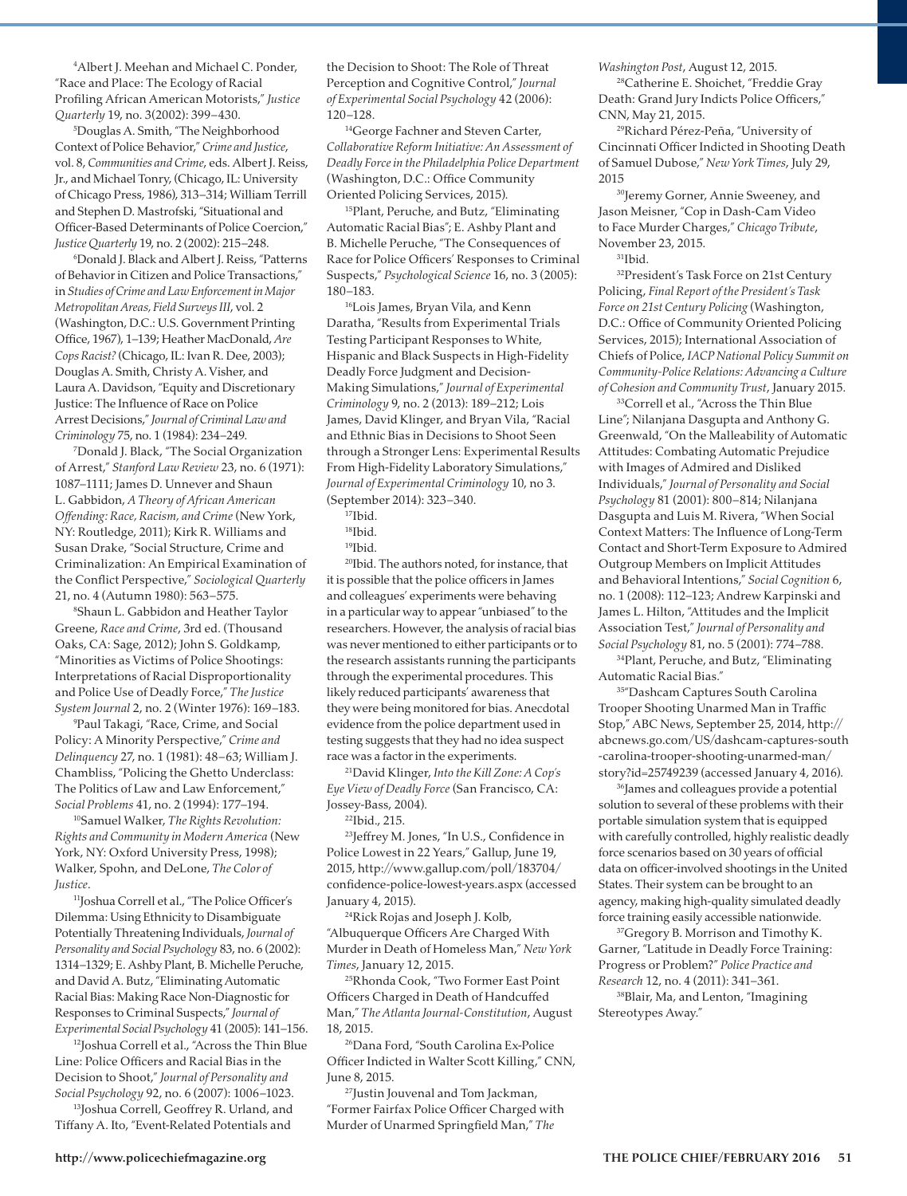[4]Albert J. Meehan and Michael C. Ponder, "Race and Place: The Ecology of Racial Profiling African American Motorists," *Justice Quarterly* 19, no. 3(2002): 399–430.

[5]Douglas A. Smith, "The Neighborhood Context of Police Behavior," *Crime and Justice*, vol. 8, *Communities and Crime*, eds. Albert J. Reiss, Jr., and Michael Tonry, (Chicago, IL: University of Chicago Press, 1986), 313–314; William Terrill and Stephen D. Mastrofski, "Situational and Officer-Based Determinants of Police Coercion," *Justice Quarterly* 19, no. 2 (2002): 215–248.

[6]Donald J. Black and Albert J. Reiss, "Patterns of Behavior in Citizen and Police Transactions," in *Studies of Crime and Law Enforcement in Major Metropolitan Areas, Field Surveys III*, vol. 2 (Washington, D.C.: U.S. Government Printing Office, 1967), 1–139; Heather MacDonald, *Are Cops Racist?* (Chicago, IL: Ivan R. Dee, 2003); Douglas A. Smith, Christy A. Visher, and Laura A. Davidson, "Equity and Discretionary Justice: The Influence of Race on Police Arrest Decisions," *Journal of Criminal Law and Criminology* 75, no. 1 (1984): 234–249.

[7]Donald J. Black, "The Social Organization of Arrest," *Stanford Law Review* 23, no. 6 (1971): 1087–1111; James D. Unnever and Shaun L. Gabbidon, *A Theory of African American Offending: Race, Racism, and Crime* (New York, NY: Routledge, 2011); Kirk R. Williams and Susan Drake, "Social Structure, Crime and Criminalization: An Empirical Examination of the Conflict Perspective," *Sociological Quarterly* 21, no. 4 (Autumn 1980): 563–575.

[8]Shaun L. Gabbidon and Heather Taylor Greene, *Race and Crime*, 3rd ed. (Thousand Oaks, CA: Sage, 2012); John S. Goldkamp, "Minorities as Victims of Police Shootings: Interpretations of Racial Disproportionality and Police Use of Deadly Force," *The Justice System Journal* 2, no. 2 (Winter 1976): 169–183.

[9]Paul Takagi, "Race, Crime, and Social Policy: A Minority Perspective," *Crime and Delinquency* 27, no. 1 (1981): 48–63; William J. Chambliss, "Policing the Ghetto Underclass: The Politics of Law and Law Enforcement," *Social Problems* 41, no. 2 (1994): 177–194.

[10]Samuel Walker, *The Rights Revolution: Rights and Community in Modern America* (New York, NY: Oxford University Press, 1998); Walker, Spohn, and DeLone, *The Color of Justice*.

[11]Joshua Correll et al., "The Police Officer's Dilemma: Using Ethnicity to Disambiguate Potentially Threatening Individuals, *Journal of Personality and Social Psychology* 83, no. 6 (2002): 1314–1329; E. Ashby Plant, B. Michelle Peruche, and David A. Butz, "Eliminating Automatic Racial Bias: Making Race Non-Diagnostic for Responses to Criminal Suspects," *Journal of Experimental Social Psychology* 41 (2005): 141–156.

[12]Joshua Correll et al., "Across the Thin Blue Line: Police Officers and Racial Bias in the Decision to Shoot," *Journal of Personality and Social Psychology* 92, no. 6 (2007): 1006–1023.

[13]Joshua Correll, Geoffrey R. Urland, and Tiffany A. Ito, "Event-Related Potentials and the Decision to Shoot: The Role of Threat Perception and Cognitive Control," *Journal of Experimental Social Psychology* 42 (2006): 120–128.

[14]George Fachner and Steven Carter, *Collaborative Reform Initiative: An Assessment of Deadly Force in the Philadelphia Police Department* (Washington, D.C.: Office Community Oriented Policing Services, 2015).

[15]Plant, Peruche, and Butz, "Eliminating Automatic Racial Bias"; E. Ashby Plant and B. Michelle Peruche, "The Consequences of Race for Police Officers' Responses to Criminal Suspects," *Psychological Science* 16, no. 3 (2005): 180–183.

[16]Lois James, Bryan Vila, and Kenn Daratha, "Results from Experimental Trials Testing Participant Responses to White, Hispanic and Black Suspects in High-Fidelity Deadly Force Judgment and Decision-Making Simulations," *Journal of Experimental Criminology* 9, no. 2 (2013): 189–212; Lois James, David Klinger, and Bryan Vila, "Racial and Ethnic Bias in Decisions to Shoot Seen through a Stronger Lens: Experimental Results From High-Fidelity Laboratory Simulations," *Journal of Experimental Criminology* 10, no 3. (September 2014): 323–340.

[17]Ibid.

[18]Ibid.

[19]Ibid.

[20]Ibid. The authors noted, for instance, that it is possible that the police officers in James and colleagues' experiments were behaving in a particular way to appear "unbiased" to the researchers. However, the analysis of racial bias was never mentioned to either participants or to the research assistants running the participants through the experimental procedures. This likely reduced participants' awareness that they were being monitored for bias. Anecdotal evidence from the police department used in testing suggests that they had no idea suspect race was a factor in the experiments.

[21]David Klinger, *Into the Kill Zone: A Cop's Eye View of Deadly Force* (San Francisco, CA: Jossey-Bass, 2004).

[22]Ibid., 215.

[23]Jeffrey M. Jones, "In U.S., Confidence in Police Lowest in 22 Years," Gallup, June 19, 2015, http://www.gallup.com/poll/183704/confidence-police-lowest-years.aspx (accessed January 4, 2015).

[24]Rick Rojas and Joseph J. Kolb, "Albuquerque Officers Are Charged With Murder in Death of Homeless Man," *New York Times*, January 12, 2015.

[25]Rhonda Cook, "Two Former East Point Officers Charged in Death of Handcuffed Man," *The Atlanta Journal-Constitution*, August 18, 2015.

[26]Dana Ford, "South Carolina Ex-Police Officer Indicted in Walter Scott Killing," CNN, June 8, 2015.

[27]Justin Jouvenal and Tom Jackman, "Former Fairfax Police Officer Charged with Murder of Unarmed Springfield Man," *The Washington Post*, August 12, 2015.

[28]Catherine E. Shoichet, "Freddie Gray Death: Grand Jury Indicts Police Officers," CNN, May 21, 2015.

[29]Richard Pérez-Peña, "University of Cincinnati Officer Indicted in Shooting Death of Samuel Dubose," *New York Times*, July 29, 2015

[30]Jeremy Gorner, Annie Sweeney, and Jason Meisner, "Cop in Dash-Cam Video to Face Murder Charges," *Chicago Tribune*, November 23, 2015.

[31]Ibid.

[32]President's Task Force on 21st Century Policing, *Final Report of the President's Task Force on 21st Century Policing* (Washington, D.C.: Office of Community Oriented Policing Services, 2015); International Association of Chiefs of Police, *IACP National Policy Summit on Community-Police Relations: Advancing a Culture of Cohesion and Community Trust*, January 2015.

[33]Correll et al., "Across the Thin Blue Line"; Nilanjana Dasgupta and Anthony G. Greenwald, "On the Malleability of Automatic Attitudes: Combating Automatic Prejudice with Images of Admired and Disliked Individuals," *Journal of Personality and Social Psychology* 81 (2001): 800–814; Nilanjana Dasgupta and Luis M. Rivera, "When Social Context Matters: The Influence of Long-Term Contact and Short-Term Exposure to Admired Outgroup Members on Implicit Attitudes and Behavioral Intentions," *Social Cognition* 6, no. 1 (2008): 112–123; Andrew Karpinski and James L. Hilton, "Attitudes and the Implicit Association Test," *Journal of Personality and Social Psychology* 81, no. 5 (2001): 774–788.

[34]Plant, Peruche, and Butz, "Eliminating Automatic Racial Bias."

[35]"Dashcam Captures South Carolina Trooper Shooting Unarmed Man in Traffic Stop," ABC News, September 25, 2014, http://abcnews.go.com/US/dashcam-captures-south-carolina-trooper-shooting-unarmed-man/story?id=25749239 (accessed January 4, 2016).

[36]James and colleagues provide a potential solution to several of these problems with their portable simulation system that is equipped with carefully controlled, highly realistic deadly force scenarios based on 30 years of official data on officer-involved shootings in the United States. Their system can be brought to an agency, making high-quality simulated deadly force training easily accessible nationwide.

[37]Gregory B. Morrison and Timothy K. Garner, "Latitude in Deadly Force Training: Progress or Problem?" *Police Practice and Research* 12, no. 4 (2011): 341–361.

[38]Blair, Ma, and Lenton, "Imagining Stereotypes Away."